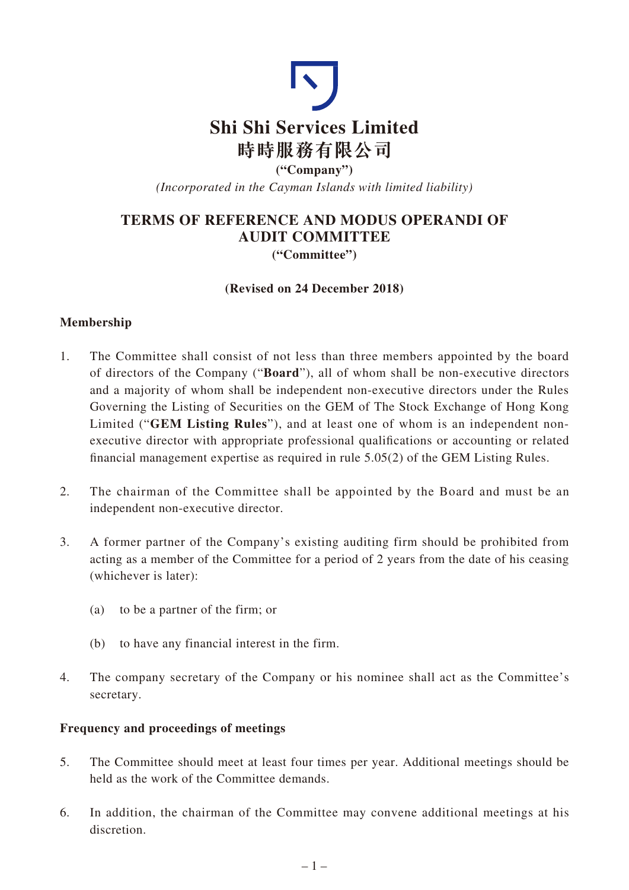# Shi Shi Services Limited
# 時時服務有限公司

**("Company")**

*(Incorporated in the Cayman Islands with limited liability)*

## TERMS OF REFERENCE AND MODUS OPERANDI OF AUDIT COMMITTEE

**("Committee")**

**(Revised on 24 December 2018)**

### Membership

1. The Committee shall consist of not less than three members appointed by the board of directors of the Company ("**Board**"), all of whom shall be non-executive directors and a majority of whom shall be independent non-executive directors under the Rules Governing the Listing of Securities on the GEM of The Stock Exchange of Hong Kong Limited ("**GEM Listing Rules**"), and at least one of whom is an independent non-executive director with appropriate professional qualifications or accounting or related financial management expertise as required in rule 5.05(2) of the GEM Listing Rules.

2. The chairman of the Committee shall be appointed by the Board and must be an independent non-executive director.

3. A former partner of the Company's existing auditing firm should be prohibited from acting as a member of the Committee for a period of 2 years from the date of his ceasing (whichever is later):

   (a) to be a partner of the firm; or

   (b) to have any financial interest in the firm.

4. The company secretary of the Company or his nominee shall act as the Committee's secretary.

### Frequency and proceedings of meetings

5. The Committee should meet at least four times per year. Additional meetings should be held as the work of the Committee demands.

6. In addition, the chairman of the Committee may convene additional meetings at his discretion.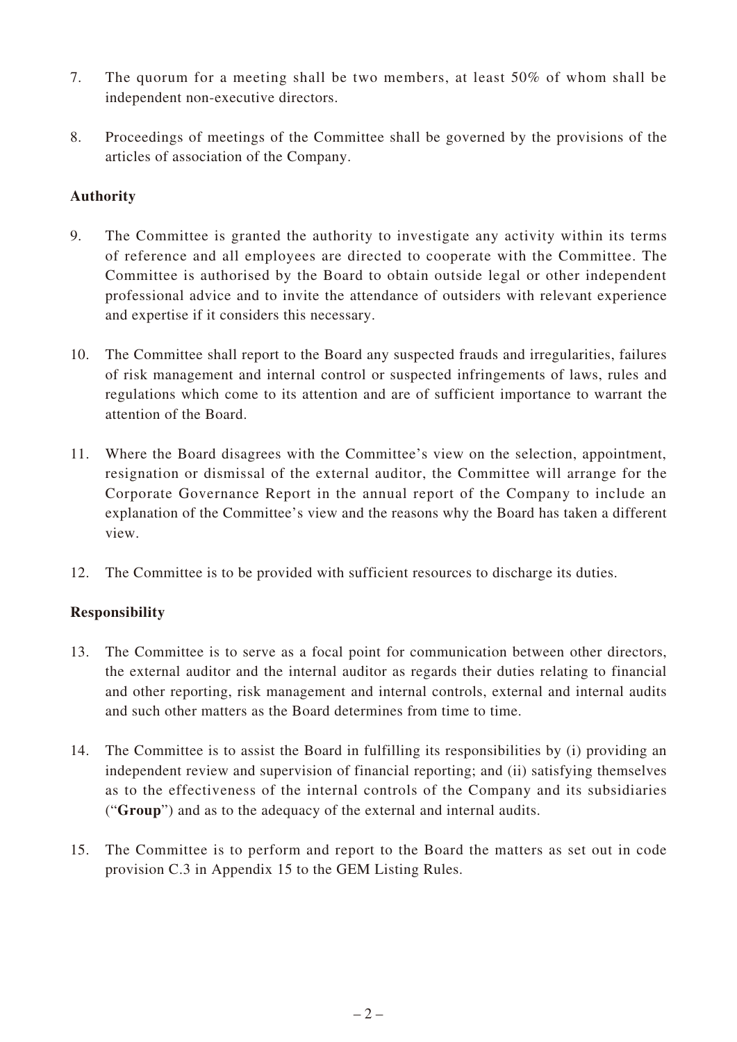7. The quorum for a meeting shall be two members, at least 50% of whom shall be independent non-executive directors.

8. Proceedings of meetings of the Committee shall be governed by the provisions of the articles of association of the Company.

**Authority**

9. The Committee is granted the authority to investigate any activity within its terms of reference and all employees are directed to cooperate with the Committee. The Committee is authorised by the Board to obtain outside legal or other independent professional advice and to invite the attendance of outsiders with relevant experience and expertise if it considers this necessary.

10. The Committee shall report to the Board any suspected frauds and irregularities, failures of risk management and internal control or suspected infringements of laws, rules and regulations which come to its attention and are of sufficient importance to warrant the attention of the Board.

11. Where the Board disagrees with the Committee's view on the selection, appointment, resignation or dismissal of the external auditor, the Committee will arrange for the Corporate Governance Report in the annual report of the Company to include an explanation of the Committee's view and the reasons why the Board has taken a different view.

12. The Committee is to be provided with sufficient resources to discharge its duties.

**Responsibility**

13. The Committee is to serve as a focal point for communication between other directors, the external auditor and the internal auditor as regards their duties relating to financial and other reporting, risk management and internal controls, external and internal audits and such other matters as the Board determines from time to time.

14. The Committee is to assist the Board in fulfilling its responsibilities by (i) providing an independent review and supervision of financial reporting; and (ii) satisfying themselves as to the effectiveness of the internal controls of the Company and its subsidiaries ("**Group**") and as to the adequacy of the external and internal audits.

15. The Committee is to perform and report to the Board the matters as set out in code provision C.3 in Appendix 15 to the GEM Listing Rules.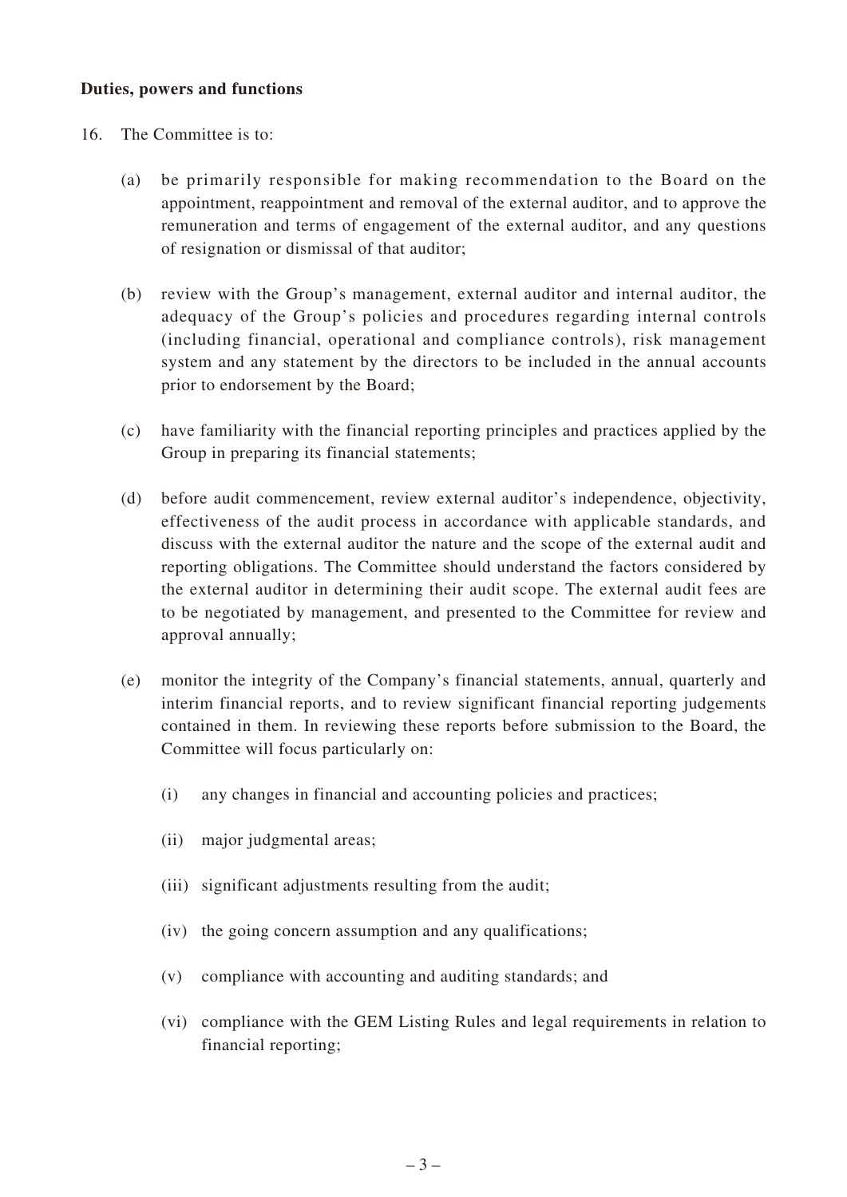**Duties, powers and functions**

16. The Committee is to:

    (a) be primarily responsible for making recommendation to the Board on the appointment, reappointment and removal of the external auditor, and to approve the remuneration and terms of engagement of the external auditor, and any questions of resignation or dismissal of that auditor;

    (b) review with the Group's management, external auditor and internal auditor, the adequacy of the Group's policies and procedures regarding internal controls (including financial, operational and compliance controls), risk management system and any statement by the directors to be included in the annual accounts prior to endorsement by the Board;

    (c) have familiarity with the financial reporting principles and practices applied by the Group in preparing its financial statements;

    (d) before audit commencement, review external auditor's independence, objectivity, effectiveness of the audit process in accordance with applicable standards, and discuss with the external auditor the nature and the scope of the external audit and reporting obligations. The Committee should understand the factors considered by the external auditor in determining their audit scope. The external audit fees are to be negotiated by management, and presented to the Committee for review and approval annually;

    (e) monitor the integrity of the Company's financial statements, annual, quarterly and interim financial reports, and to review significant financial reporting judgements contained in them. In reviewing these reports before submission to the Board, the Committee will focus particularly on:

        (i) any changes in financial and accounting policies and practices;

        (ii) major judgmental areas;

        (iii) significant adjustments resulting from the audit;

        (iv) the going concern assumption and any qualifications;

        (v) compliance with accounting and auditing standards; and

        (vi) compliance with the GEM Listing Rules and legal requirements in relation to financial reporting;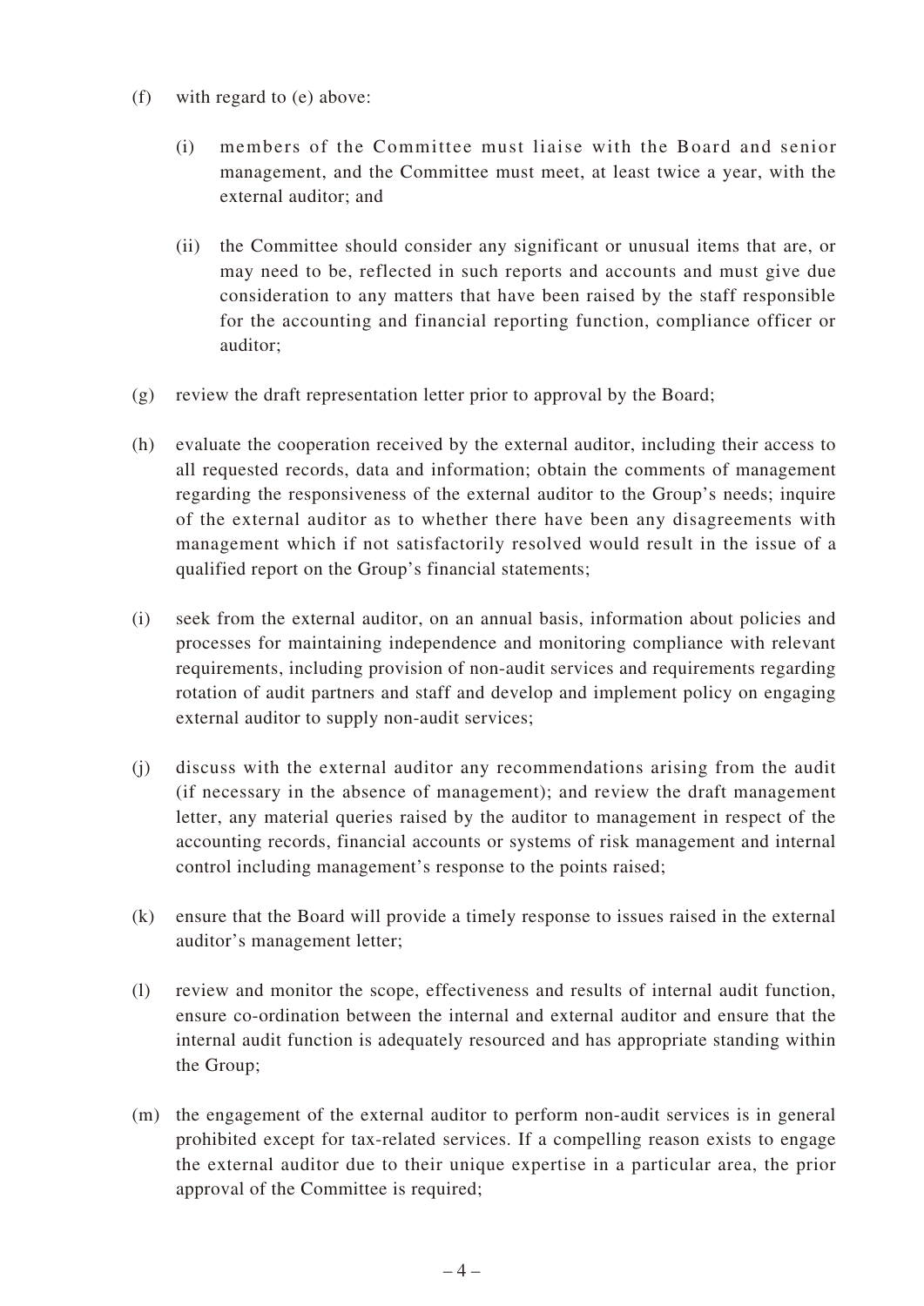(f) with regard to (e) above:

 (i) members of the Committee must liaise with the Board and senior management, and the Committee must meet, at least twice a year, with the external auditor; and

 (ii) the Committee should consider any significant or unusual items that are, or may need to be, reflected in such reports and accounts and must give due consideration to any matters that have been raised by the staff responsible for the accounting and financial reporting function, compliance officer or auditor;

(g) review the draft representation letter prior to approval by the Board;

(h) evaluate the cooperation received by the external auditor, including their access to all requested records, data and information; obtain the comments of management regarding the responsiveness of the external auditor to the Group's needs; inquire of the external auditor as to whether there have been any disagreements with management which if not satisfactorily resolved would result in the issue of a qualified report on the Group's financial statements;

(i) seek from the external auditor, on an annual basis, information about policies and processes for maintaining independence and monitoring compliance with relevant requirements, including provision of non-audit services and requirements regarding rotation of audit partners and staff and develop and implement policy on engaging external auditor to supply non-audit services;

(j) discuss with the external auditor any recommendations arising from the audit (if necessary in the absence of management); and review the draft management letter, any material queries raised by the auditor to management in respect of the accounting records, financial accounts or systems of risk management and internal control including management's response to the points raised;

(k) ensure that the Board will provide a timely response to issues raised in the external auditor's management letter;

(l) review and monitor the scope, effectiveness and results of internal audit function, ensure co-ordination between the internal and external auditor and ensure that the internal audit function is adequately resourced and has appropriate standing within the Group;

(m) the engagement of the external auditor to perform non-audit services is in general prohibited except for tax-related services. If a compelling reason exists to engage the external auditor due to their unique expertise in a particular area, the prior approval of the Committee is required;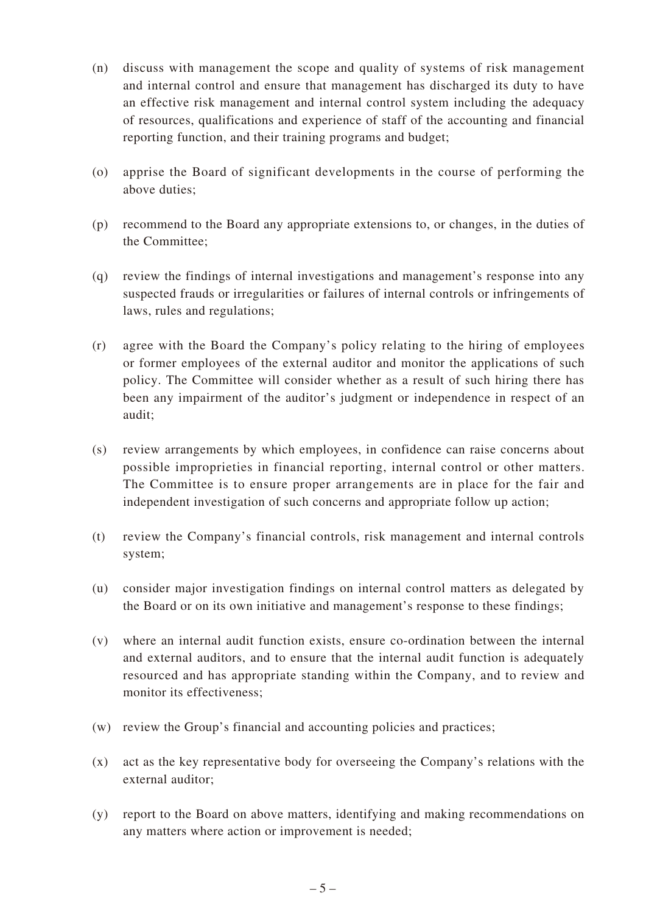(n) discuss with management the scope and quality of systems of risk management and internal control and ensure that management has discharged its duty to have an effective risk management and internal control system including the adequacy of resources, qualifications and experience of staff of the accounting and financial reporting function, and their training programs and budget;

(o) apprise the Board of significant developments in the course of performing the above duties;

(p) recommend to the Board any appropriate extensions to, or changes, in the duties of the Committee;

(q) review the findings of internal investigations and management's response into any suspected frauds or irregularities or failures of internal controls or infringements of laws, rules and regulations;

(r) agree with the Board the Company's policy relating to the hiring of employees or former employees of the external auditor and monitor the applications of such policy. The Committee will consider whether as a result of such hiring there has been any impairment of the auditor's judgment or independence in respect of an audit;

(s) review arrangements by which employees, in confidence can raise concerns about possible improprieties in financial reporting, internal control or other matters. The Committee is to ensure proper arrangements are in place for the fair and independent investigation of such concerns and appropriate follow up action;

(t) review the Company's financial controls, risk management and internal controls system;

(u) consider major investigation findings on internal control matters as delegated by the Board or on its own initiative and management's response to these findings;

(v) where an internal audit function exists, ensure co-ordination between the internal and external auditors, and to ensure that the internal audit function is adequately resourced and has appropriate standing within the Company, and to review and monitor its effectiveness;

(w) review the Group's financial and accounting policies and practices;

(x) act as the key representative body for overseeing the Company's relations with the external auditor;

(y) report to the Board on above matters, identifying and making recommendations on any matters where action or improvement is needed;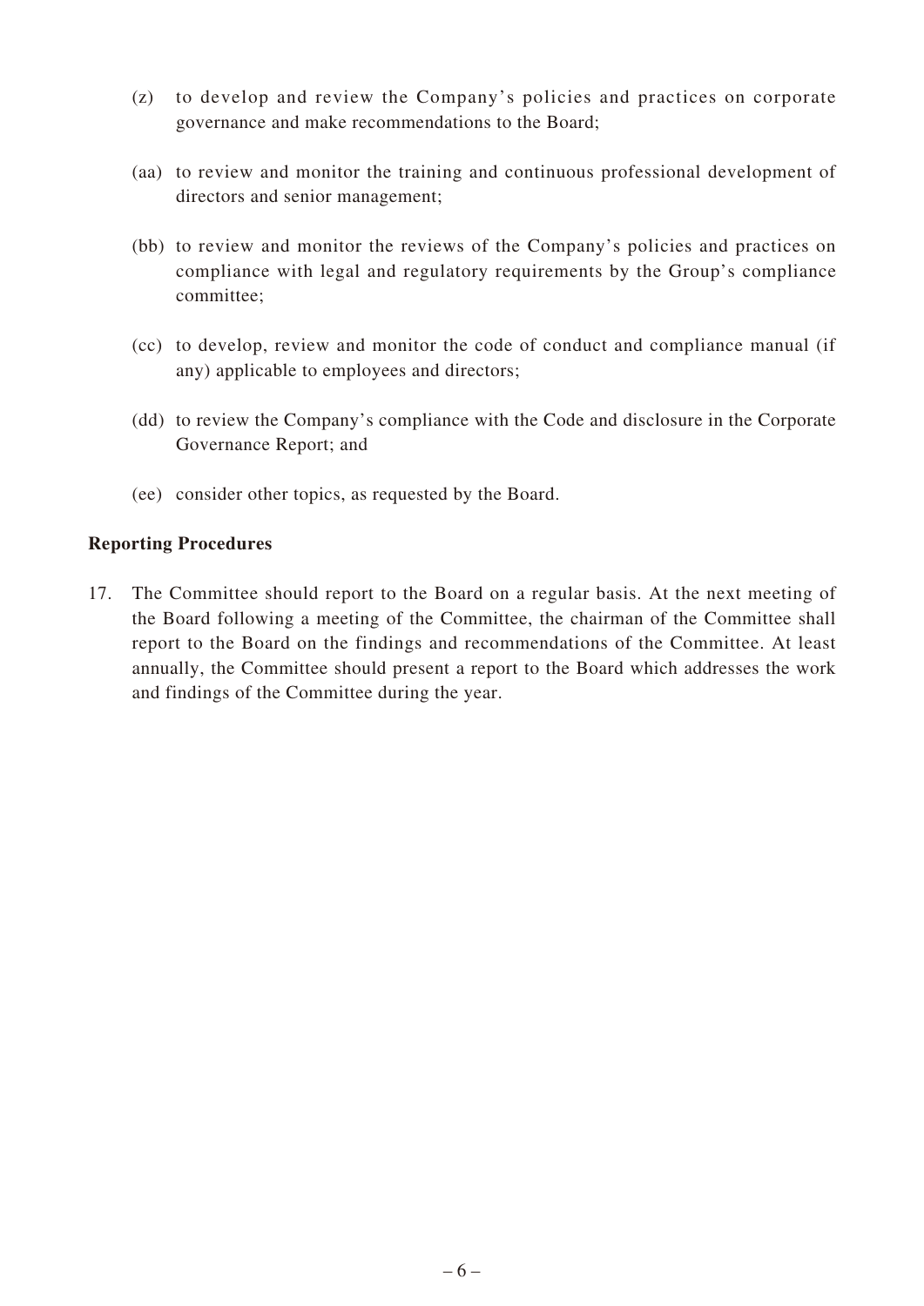(z) to develop and review the Company's policies and practices on corporate governance and make recommendations to the Board;

(aa) to review and monitor the training and continuous professional development of directors and senior management;

(bb) to review and monitor the reviews of the Company's policies and practices on compliance with legal and regulatory requirements by the Group's compliance committee;

(cc) to develop, review and monitor the code of conduct and compliance manual (if any) applicable to employees and directors;

(dd) to review the Company's compliance with the Code and disclosure in the Corporate Governance Report; and

(ee) consider other topics, as requested by the Board.

**Reporting Procedures**

17. The Committee should report to the Board on a regular basis. At the next meeting of the Board following a meeting of the Committee, the chairman of the Committee shall report to the Board on the findings and recommendations of the Committee. At least annually, the Committee should present a report to the Board which addresses the work and findings of the Committee during the year.